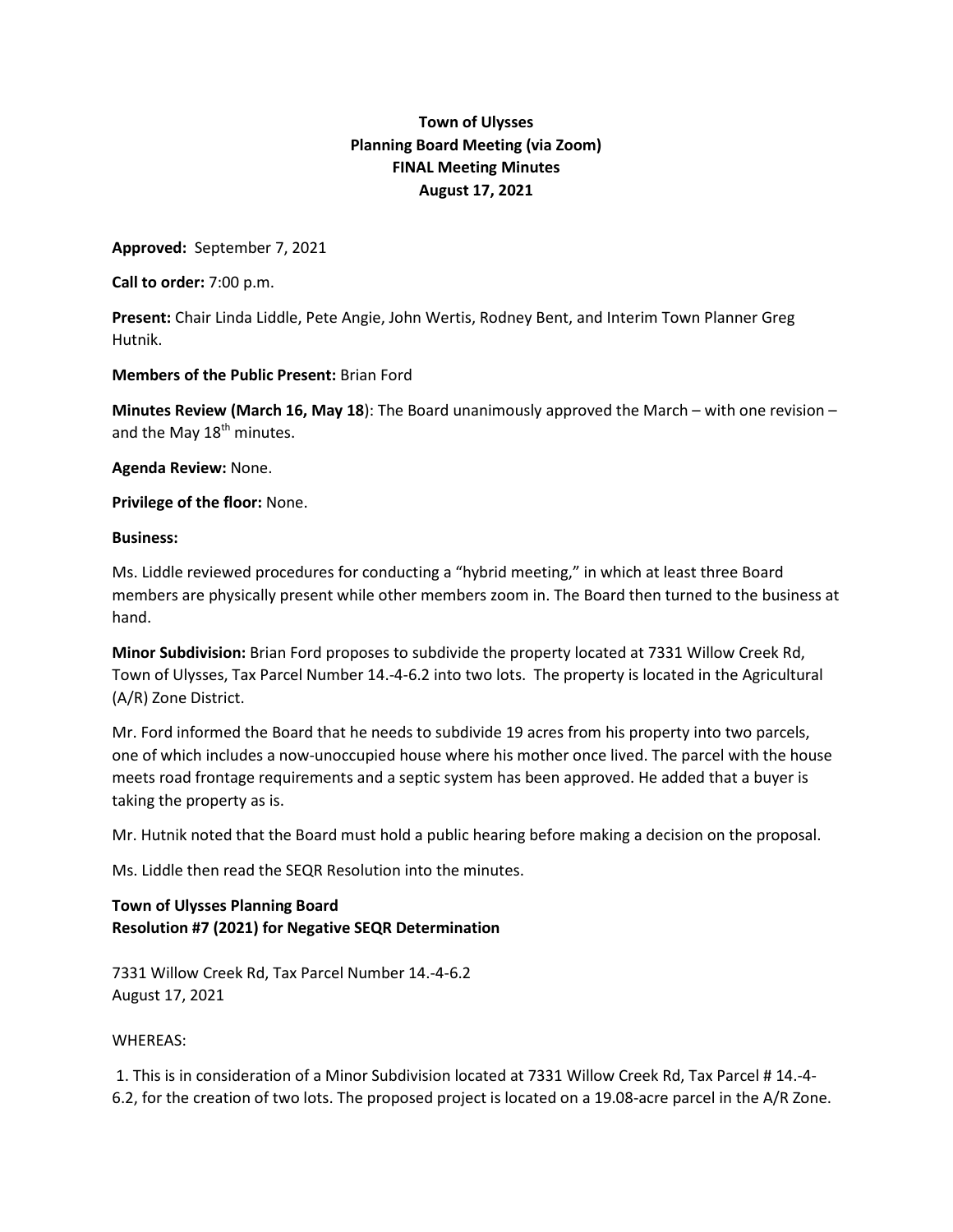**Town of Ulysses**
**Planning Board Meeting (via Zoom)**
**FINAL Meeting Minutes**
**August 17, 2021**

**Approved:** September 7, 2021

**Call to order:** 7:00 p.m.

**Present:** Chair Linda Liddle, Pete Angie, John Wertis, Rodney Bent, and Interim Town Planner Greg Hutnik.

**Members of the Public Present:** Brian Ford

**Minutes Review (March 16, May 18)**: The Board unanimously approved the March – with one revision – and the May 18th minutes.

**Agenda Review:** None.

**Privilege of the floor:** None.

**Business:**

Ms. Liddle reviewed procedures for conducting a "hybrid meeting," in which at least three Board members are physically present while other members zoom in. The Board then turned to the business at hand.

**Minor Subdivision:** Brian Ford proposes to subdivide the property located at 7331 Willow Creek Rd, Town of Ulysses, Tax Parcel Number 14.-4-6.2 into two lots. The property is located in the Agricultural (A/R) Zone District.

Mr. Ford informed the Board that he needs to subdivide 19 acres from his property into two parcels, one of which includes a now-unoccupied house where his mother once lived. The parcel with the house meets road frontage requirements and a septic system has been approved. He added that a buyer is taking the property as is.

Mr. Hutnik noted that the Board must hold a public hearing before making a decision on the proposal.

Ms. Liddle then read the SEQR Resolution into the minutes.

**Town of Ulysses Planning Board**
**Resolution #7 (2021) for Negative SEQR Determination**

7331 Willow Creek Rd, Tax Parcel Number 14.-4-6.2
August 17, 2021

WHEREAS:

1. This is in consideration of a Minor Subdivision located at 7331 Willow Creek Rd, Tax Parcel # 14.-4-6.2, for the creation of two lots. The proposed project is located on a 19.08-acre parcel in the A/R Zone.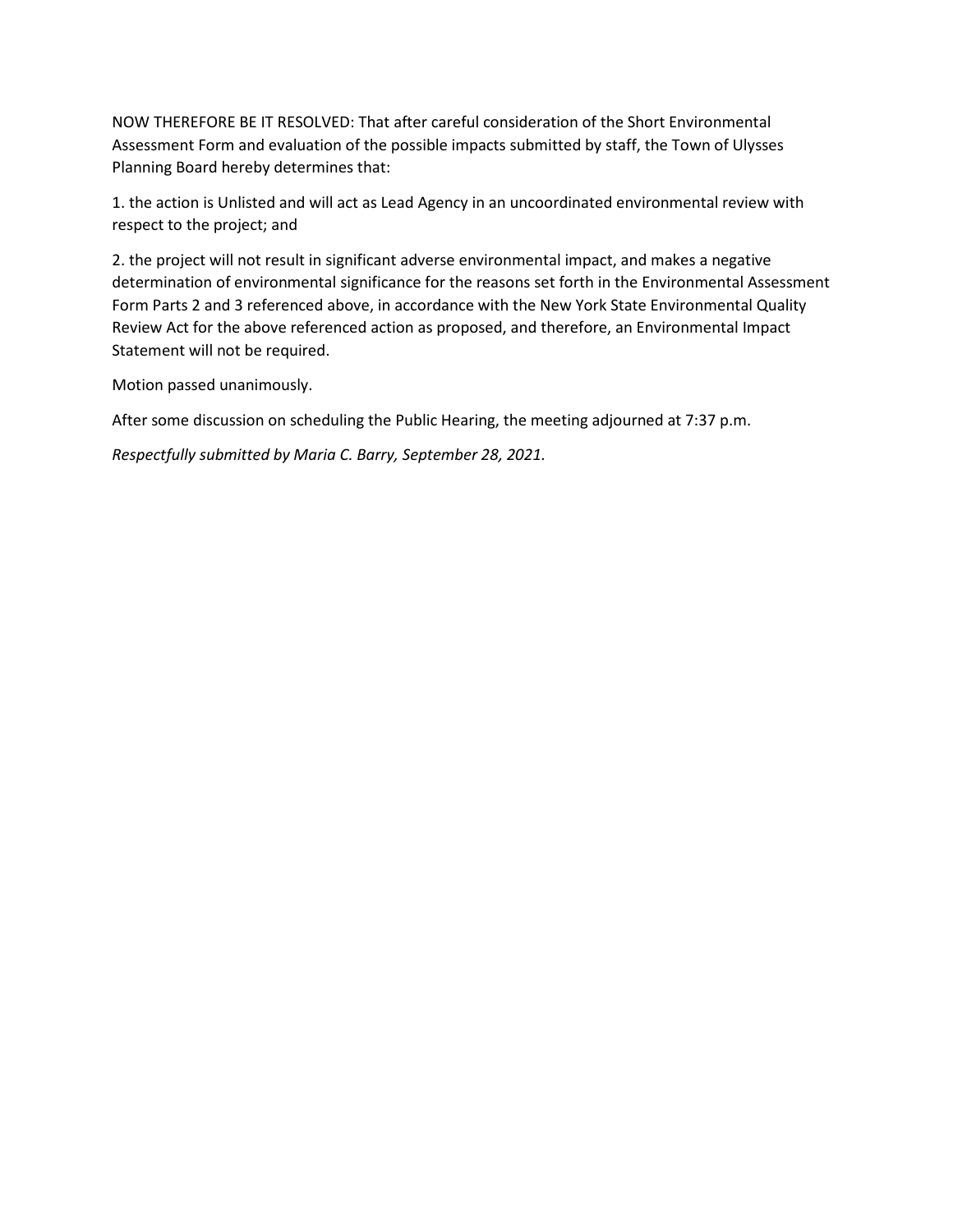NOW THEREFORE BE IT RESOLVED: That after careful consideration of the Short Environmental Assessment Form and evaluation of the possible impacts submitted by staff, the Town of Ulysses Planning Board hereby determines that:

1. the action is Unlisted and will act as Lead Agency in an uncoordinated environmental review with respect to the project; and

2. the project will not result in significant adverse environmental impact, and makes a negative determination of environmental significance for the reasons set forth in the Environmental Assessment Form Parts 2 and 3 referenced above, in accordance with the New York State Environmental Quality Review Act for the above referenced action as proposed, and therefore, an Environmental Impact Statement will not be required.

Motion passed unanimously.

After some discussion on scheduling the Public Hearing, the meeting adjourned at 7:37 p.m.

*Respectfully submitted by Maria C. Barry, September 28, 2021.*